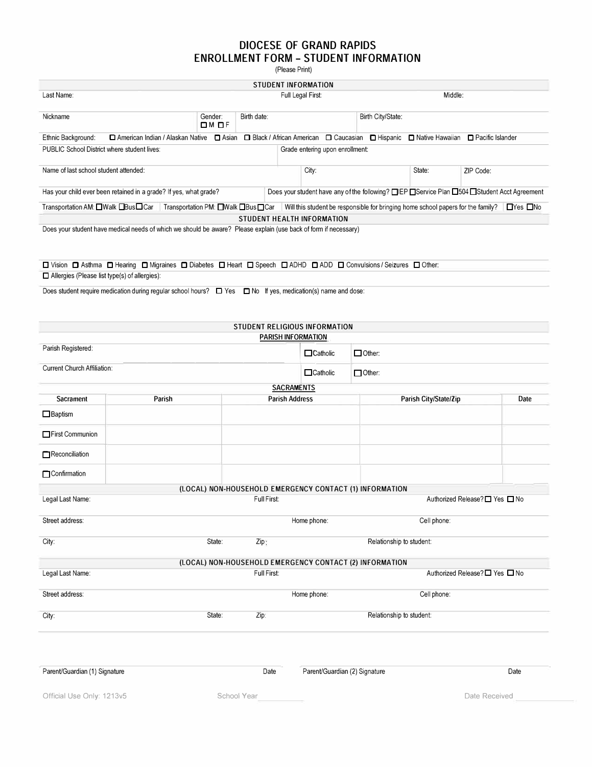# DIOCESE OF GRAND RAPIDS
# ENROLLMENT FORM – STUDENT INFORMATION

(Please Print)

## STUDENT INFORMATION

Last Name: Full Legal First: Middle:

Nickname | Gender: ☐ M ☐ F | Birth date: | Birth City/State:

Ethnic Background: ☐ American Indian / Alaskan Native ☐ Asian ☐ Black / African American ☐ Caucasian ☐ Hispanic ☐ Native Hawaiian ☐ Pacific Islander

PUBLIC School District where student lives: | Grade entering upon enrollment:

Name of last school student attended: | City: | State: | ZIP Code:

Has your child ever been retained in a grade? If yes, what grade? | Does your student have any of the following? ☐IEP ☐Service Plan ☐504 ☐Student Acct Agreement

Transportation AM: ☐Walk ☐Bus ☐Car | Transportation PM: ☐Walk ☐Bus ☐Car | Will this student be responsible for bringing home school papers for the family? ☐Yes ☐No

## STUDENT HEALTH INFORMATION

Does your student have medical needs of which we should be aware? Please explain (use back of form if necessary)

☐ Vision ☐ Asthma ☐ Hearing ☐ Migraines ☐ Diabetes ☐ Heart ☐ Speech ☐ ADHD ☐ ADD ☐ Convulsions / Seizures ☐ Other:

☐ Allergies (Please list type(s) of allergies):

Does student require medication during regular school hours? ☐ Yes ☐ No If yes, medication(s) name and dose:

## STUDENT RELIGIOUS INFORMATION

### PARISH INFORMATION

Parish Registered: ☐Catholic ☐Other:

Current Church Affiliation: ☐Catholic ☐Other:

### SACRAMENTS

| Sacrament | Parish | Parish Address | Parish City/State/Zip | Date |
|---|---|---|---|---|
| ☐Baptism | | | | |
| ☐First Communion | | | | |
| ☐Reconciliation | | | | |
| ☐Confirmation | | | | |

## (LOCAL) NON-HOUSEHOLD EMERGENCY CONTACT (1) INFORMATION

Legal Last Name: Full First: Authorized Release? ☐ Yes ☐ No

Street address: Home phone: Cell phone:

City: State: Zip: Relationship to student:

## (LOCAL) NON-HOUSEHOLD EMERGENCY CONTACT (2) INFORMATION

Legal Last Name: Full First: Authorized Release? ☐ Yes ☐ No

Street address: Home phone: Cell phone:

City: State: Zip: Relationship to student:

Parent/Guardian (1) Signature Date Parent/Guardian (2) Signature Date

Official Use Only: 1213v5 School Year \_\_\_\_\_\_\_\_\_\_ Date Received \_\_\_\_\_\_\_\_\_\_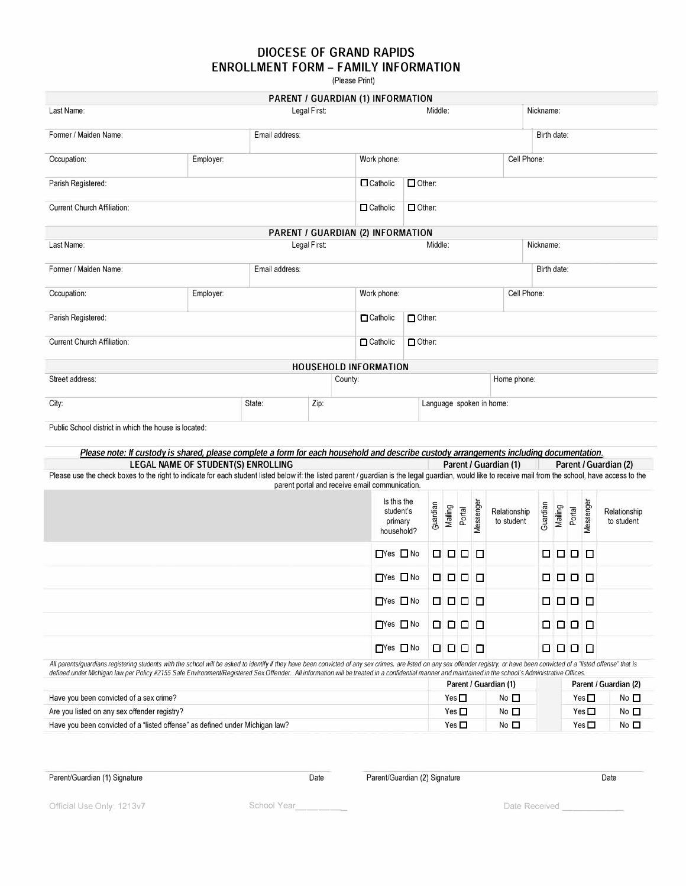# DIOCESE OF GRAND RAPIDS
## ENROLLMENT FORM – FAMILY INFORMATION

(Please Print)

### PARENT / GUARDIAN (1) INFORMATION

| | | | |
|---|---|---|---|
| Last Name: | Legal First: | Middle: | Nickname: |
| Former / Maiden Name: | Email address: | | Birth date: |
| Occupation: | Employer: | Work phone: | Cell Phone: |
| Parish Registered: | | ☐ Catholic | ☐ Other: |
| Current Church Affiliation: | | ☐ Catholic | ☐ Other: |

### PARENT / GUARDIAN (2) INFORMATION

| | | | |
|---|---|---|---|
| Last Name: | Legal First: | Middle: | Nickname: |
| Former / Maiden Name: | Email address: | | Birth date: |
| Occupation: | Employer: | Work phone: | Cell Phone: |
| Parish Registered: | | ☐ Catholic | ☐ Other: |
| Current Church Affiliation: | | ☐ Catholic | ☐ Other: |

### HOUSEHOLD INFORMATION

| | | | |
|---|---|---|---|
| Street address: | County: | | Home phone: |
| City: | State: | Zip: | Language spoken in home: |

Public School district in which the house is located:

***Please note: If custody is shared, please complete a form for each household and describe custody arrangements including documentation.***

### LEGAL NAME OF STUDENT(S) ENROLLING

Please use the check boxes to the right to indicate for each student listed below if: the listed parent / guardian is the **legal** guardian, would like to receive mail from the school, have access to the parent portal and receive email communication.

| | | Parent / Guardian (1) | | | | | Parent / Guardian (2) | | | | |
|---|---|---|---|---|---|---|---|---|---|---|---|
| | Is this the student's primary household? | Guardian | Mailing | Portal | Messenger | Relationship to student | Guardian | Mailing | Portal | Messenger | Relationship to student |
| | ☐Yes ☐ No | ☐ | ☐ | ☐ | ☐ | | ☐ | ☐ | ☐ | ☐ | |
| | ☐Yes ☐ No | ☐ | ☐ | ☐ | ☐ | | ☐ | ☐ | ☐ | ☐ | |
| | ☐Yes ☐ No | ☐ | ☐ | ☐ | ☐ | | ☐ | ☐ | ☐ | ☐ | |
| | ☐Yes ☐ No | ☐ | ☐ | ☐ | ☐ | | ☐ | ☐ | ☐ | ☐ | |
| | ☐Yes ☐ No | ☐ | ☐ | ☐ | ☐ | | ☐ | ☐ | ☐ | ☐ | |

*All parents/guardians registering students with the school will be asked to identify if they have been convicted of any sex crimes, are listed on any sex offender registry, or have been convicted of a "listed offense" that is defined under Michigan law per Policy #2155 Safe Environment/Registered Sex Offender. All information will be treated in a confidential manner and maintained in the school's Administrative Offices.*

| | Parent / Guardian (1) | | Parent / Guardian (2) | |
|---|---|---|---|---|
| Have you been convicted of a sex crime? | Yes ☐ | No ☐ | Yes ☐ | No ☐ |
| Are you listed on any sex offender registry? | Yes ☐ | No ☐ | Yes ☐ | No ☐ |
| Have you been convicted of a "listed offense" as defined under Michigan law? | Yes ☐ | No ☐ | Yes ☐ | No ☐ |

Parent/Guardian (1) Signature  Date  Parent/Guardian (2) Signature  Date

Official Use Only: 1213v7  School Year__________  Date Received __________